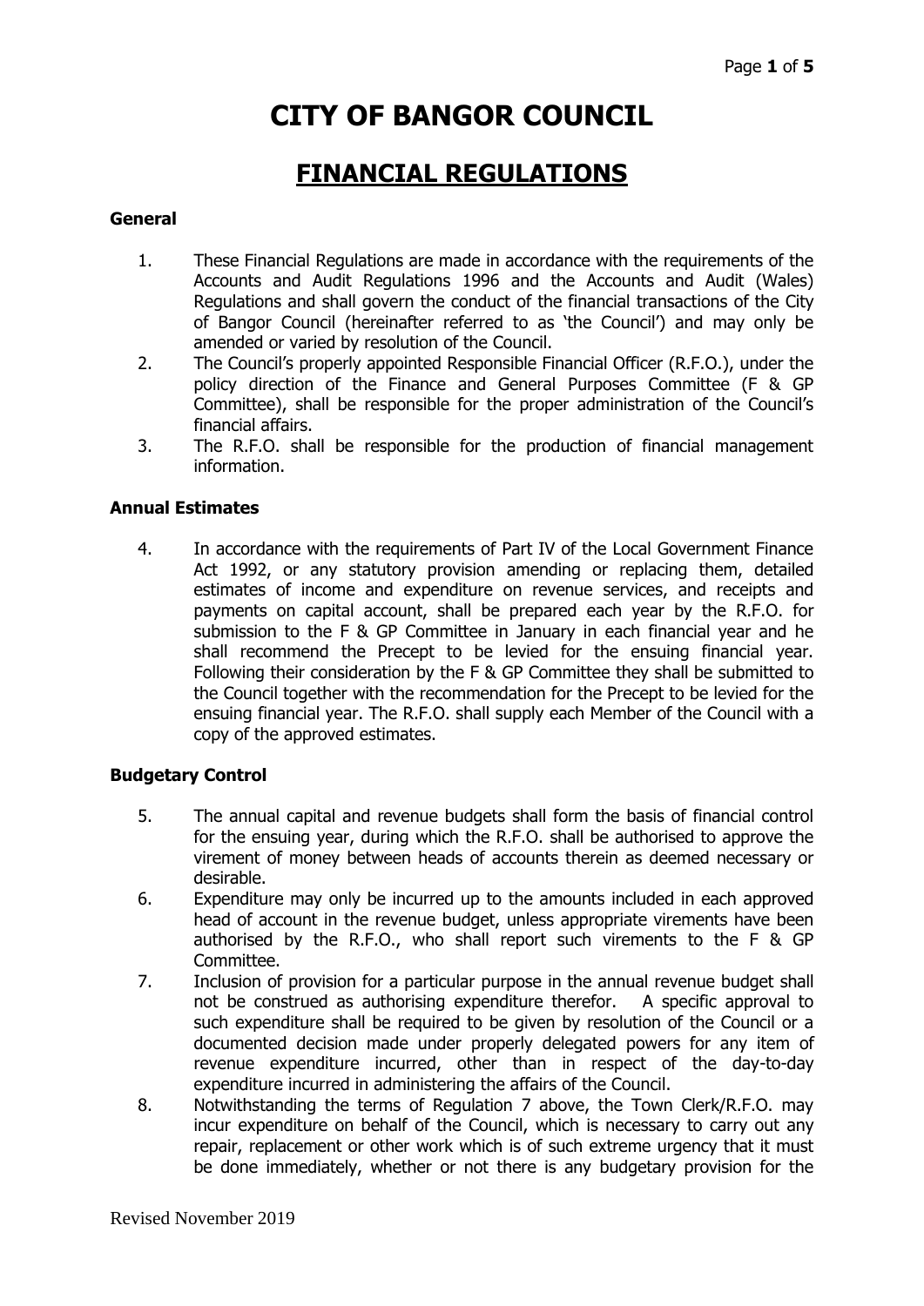# CITY OF BANGOR COUNCIL

## FINANCIAL REGULATIONS

### General

1. These Financial Regulations are made in accordance with the requirements of the Accounts and Audit Regulations 1996 and the Accounts and Audit (Wales) Regulations and shall govern the conduct of the financial transactions of the City of Bangor Council (hereinafter referred to as 'the Council') and may only be amended or varied by resolution of the Council.
2. The Council's properly appointed Responsible Financial Officer (R.F.O.), under the policy direction of the Finance and General Purposes Committee (F & GP Committee), shall be responsible for the proper administration of the Council's financial affairs.
3. The R.F.O. shall be responsible for the production of financial management information.

### Annual Estimates

4. In accordance with the requirements of Part IV of the Local Government Finance Act 1992, or any statutory provision amending or replacing them, detailed estimates of income and expenditure on revenue services, and receipts and payments on capital account, shall be prepared each year by the R.F.O. for submission to the F & GP Committee in January in each financial year and he shall recommend the Precept to be levied for the ensuing financial year. Following their consideration by the F & GP Committee they shall be submitted to the Council together with the recommendation for the Precept to be levied for the ensuing financial year. The R.F.O. shall supply each Member of the Council with a copy of the approved estimates.

### Budgetary Control

5. The annual capital and revenue budgets shall form the basis of financial control for the ensuing year, during which the R.F.O. shall be authorised to approve the virement of money between heads of accounts therein as deemed necessary or desirable.
6. Expenditure may only be incurred up to the amounts included in each approved head of account in the revenue budget, unless appropriate virements have been authorised by the R.F.O., who shall report such virements to the F & GP Committee.
7. Inclusion of provision for a particular purpose in the annual revenue budget shall not be construed as authorising expenditure therefor. A specific approval to such expenditure shall be required to be given by resolution of the Council or a documented decision made under properly delegated powers for any item of revenue expenditure incurred, other than in respect of the day-to-day expenditure incurred in administering the affairs of the Council.
8. Notwithstanding the terms of Regulation 7 above, the Town Clerk/R.F.O. may incur expenditure on behalf of the Council, which is necessary to carry out any repair, replacement or other work which is of such extreme urgency that it must be done immediately, whether or not there is any budgetary provision for the

Revised November 2019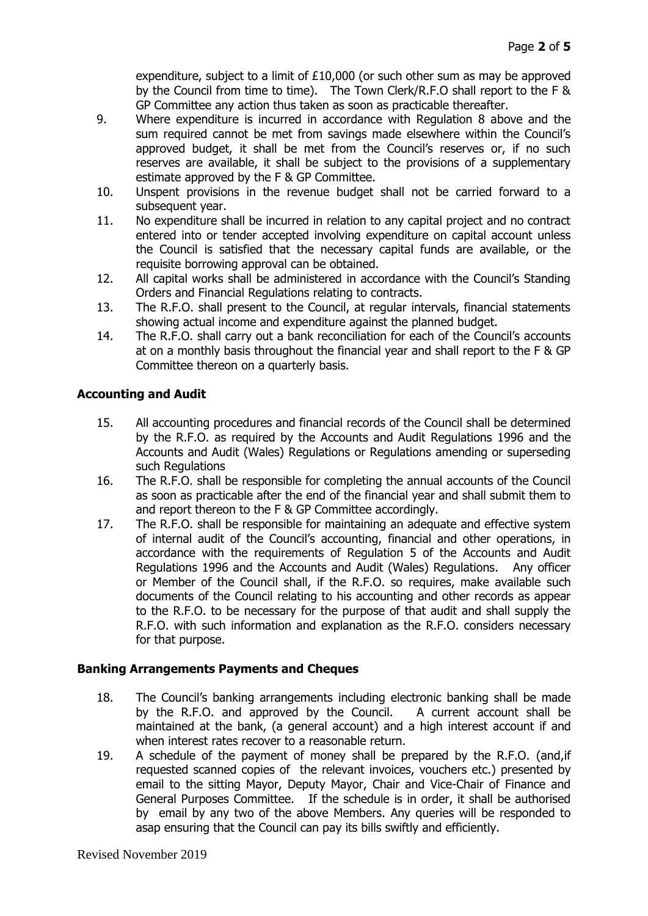expenditure, subject to a limit of £10,000 (or such other sum as may be approved by the Council from time to time). The Town Clerk/R.F.O shall report to the F & GP Committee any action thus taken as soon as practicable thereafter.

9. Where expenditure is incurred in accordance with Regulation 8 above and the sum required cannot be met from savings made elsewhere within the Council's approved budget, it shall be met from the Council's reserves or, if no such reserves are available, it shall be subject to the provisions of a supplementary estimate approved by the F & GP Committee.
10. Unspent provisions in the revenue budget shall not be carried forward to a subsequent year.
11. No expenditure shall be incurred in relation to any capital project and no contract entered into or tender accepted involving expenditure on capital account unless the Council is satisfied that the necessary capital funds are available, or the requisite borrowing approval can be obtained.
12. All capital works shall be administered in accordance with the Council's Standing Orders and Financial Regulations relating to contracts.
13. The R.F.O. shall present to the Council, at regular intervals, financial statements showing actual income and expenditure against the planned budget.
14. The R.F.O. shall carry out a bank reconciliation for each of the Council's accounts at on a monthly basis throughout the financial year and shall report to the F & GP Committee thereon on a quarterly basis.

### Accounting and Audit

15. All accounting procedures and financial records of the Council shall be determined by the R.F.O. as required by the Accounts and Audit Regulations 1996 and the Accounts and Audit (Wales) Regulations or Regulations amending or superseding such Regulations
16. The R.F.O. shall be responsible for completing the annual accounts of the Council as soon as practicable after the end of the financial year and shall submit them to and report thereon to the F & GP Committee accordingly.
17. The R.F.O. shall be responsible for maintaining an adequate and effective system of internal audit of the Council's accounting, financial and other operations, in accordance with the requirements of Regulation 5 of the Accounts and Audit Regulations 1996 and the Accounts and Audit (Wales) Regulations. Any officer or Member of the Council shall, if the R.F.O. so requires, make available such documents of the Council relating to his accounting and other records as appear to the R.F.O. to be necessary for the purpose of that audit and shall supply the R.F.O. with such information and explanation as the R.F.O. considers necessary for that purpose.

### Banking Arrangements Payments and Cheques

18. The Council's banking arrangements including electronic banking shall be made by the R.F.O. and approved by the Council. A current account shall be maintained at the bank, (a general account) and a high interest account if and when interest rates recover to a reasonable return.
19. A schedule of the payment of money shall be prepared by the R.F.O. (and,if requested scanned copies of the relevant invoices, vouchers etc.) presented by email to the sitting Mayor, Deputy Mayor, Chair and Vice-Chair of Finance and General Purposes Committee. If the schedule is in order, it shall be authorised by email by any two of the above Members. Any queries will be responded to asap ensuring that the Council can pay its bills swiftly and efficiently.

Revised November 2019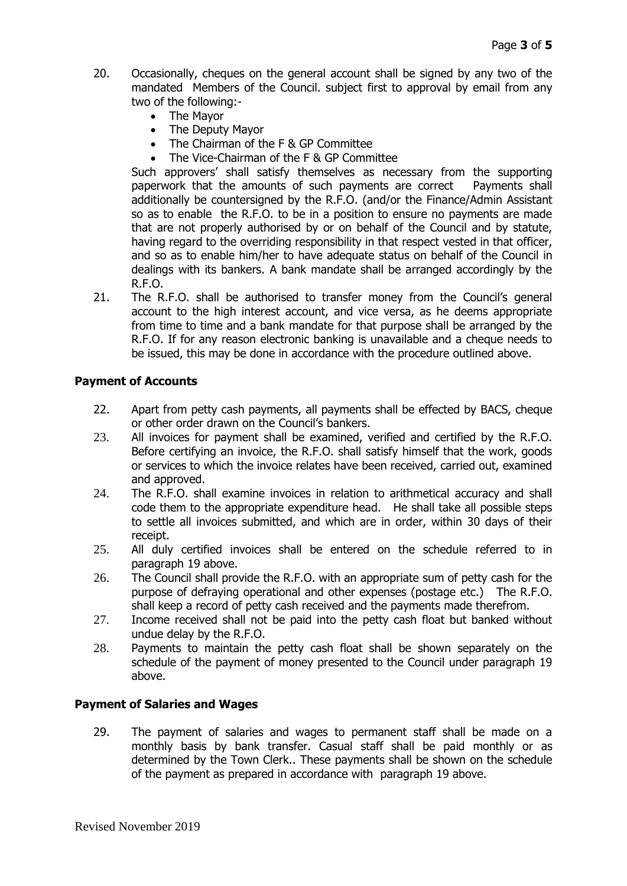20. Occasionally, cheques on the general account shall be signed by any two of the mandated Members of the Council. subject first to approval by email from any two of the following:-
    - The Mayor
    - The Deputy Mayor
    - The Chairman of the F & GP Committee
    - The Vice-Chairman of the F & GP Committee

    Such approvers' shall satisfy themselves as necessary from the supporting paperwork that the amounts of such payments are correct Payments shall additionally be countersigned by the R.F.O. (and/or the Finance/Admin Assistant so as to enable the R.F.O. to be in a position to ensure no payments are made that are not properly authorised by or on behalf of the Council and by statute, having regard to the overriding responsibility in that respect vested in that officer, and so as to enable him/her to have adequate status on behalf of the Council in dealings with its bankers. A bank mandate shall be arranged accordingly by the R.F.O.
21. The R.F.O. shall be authorised to transfer money from the Council's general account to the high interest account, and vice versa, as he deems appropriate from time to time and a bank mandate for that purpose shall be arranged by the R.F.O. If for any reason electronic banking is unavailable and a cheque needs to be issued, this may be done in accordance with the procedure outlined above.

**Payment of Accounts**

22. Apart from petty cash payments, all payments shall be effected by BACS, cheque or other order drawn on the Council's bankers.
23. All invoices for payment shall be examined, verified and certified by the R.F.O. Before certifying an invoice, the R.F.O. shall satisfy himself that the work, goods or services to which the invoice relates have been received, carried out, examined and approved.
24. The R.F.O. shall examine invoices in relation to arithmetical accuracy and shall code them to the appropriate expenditure head. He shall take all possible steps to settle all invoices submitted, and which are in order, within 30 days of their receipt.
25. All duly certified invoices shall be entered on the schedule referred to in paragraph 19 above.
26. The Council shall provide the R.F.O. with an appropriate sum of petty cash for the purpose of defraying operational and other expenses (postage etc.) The R.F.O. shall keep a record of petty cash received and the payments made therefrom.
27. Income received shall not be paid into the petty cash float but banked without undue delay by the R.F.O.
28. Payments to maintain the petty cash float shall be shown separately on the schedule of the payment of money presented to the Council under paragraph 19 above.

**Payment of Salaries and Wages**

29. The payment of salaries and wages to permanent staff shall be made on a monthly basis by bank transfer. Casual staff shall be paid monthly or as determined by the Town Clerk.. These payments shall be shown on the schedule of the payment as prepared in accordance with paragraph 19 above.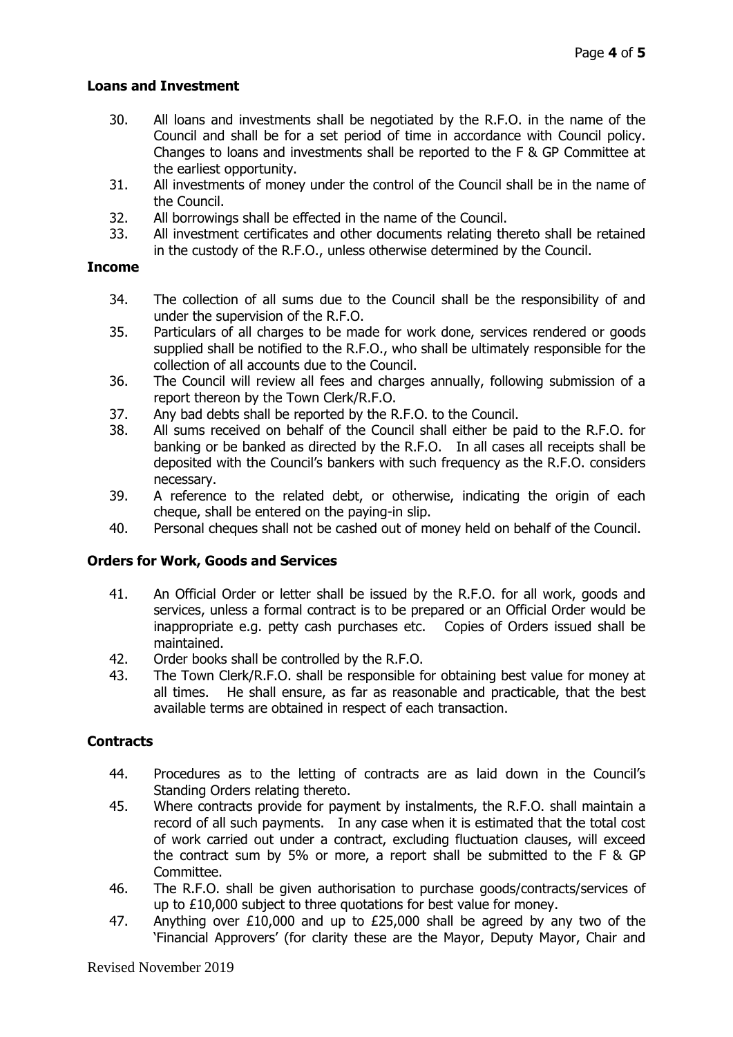## Loans and Investment

30. All loans and investments shall be negotiated by the R.F.O. in the name of the Council and shall be for a set period of time in accordance with Council policy. Changes to loans and investments shall be reported to the F & GP Committee at the earliest opportunity.
31. All investments of money under the control of the Council shall be in the name of the Council.
32. All borrowings shall be effected in the name of the Council.
33. All investment certificates and other documents relating thereto shall be retained in the custody of the R.F.O., unless otherwise determined by the Council.

## Income

34. The collection of all sums due to the Council shall be the responsibility of and under the supervision of the R.F.O.
35. Particulars of all charges to be made for work done, services rendered or goods supplied shall be notified to the R.F.O., who shall be ultimately responsible for the collection of all accounts due to the Council.
36. The Council will review all fees and charges annually, following submission of a report thereon by the Town Clerk/R.F.O.
37. Any bad debts shall be reported by the R.F.O. to the Council.
38. All sums received on behalf of the Council shall either be paid to the R.F.O. for banking or be banked as directed by the R.F.O. In all cases all receipts shall be deposited with the Council's bankers with such frequency as the R.F.O. considers necessary.
39. A reference to the related debt, or otherwise, indicating the origin of each cheque, shall be entered on the paying-in slip.
40. Personal cheques shall not be cashed out of money held on behalf of the Council.

## Orders for Work, Goods and Services

41. An Official Order or letter shall be issued by the R.F.O. for all work, goods and services, unless a formal contract is to be prepared or an Official Order would be inappropriate e.g. petty cash purchases etc. Copies of Orders issued shall be maintained.
42. Order books shall be controlled by the R.F.O.
43. The Town Clerk/R.F.O. shall be responsible for obtaining best value for money at all times. He shall ensure, as far as reasonable and practicable, that the best available terms are obtained in respect of each transaction.

## Contracts

44. Procedures as to the letting of contracts are as laid down in the Council's Standing Orders relating thereto.
45. Where contracts provide for payment by instalments, the R.F.O. shall maintain a record of all such payments. In any case when it is estimated that the total cost of work carried out under a contract, excluding fluctuation clauses, will exceed the contract sum by 5% or more, a report shall be submitted to the F & GP Committee.
46. The R.F.O. shall be given authorisation to purchase goods/contracts/services of up to £10,000 subject to three quotations for best value for money.
47. Anything over £10,000 and up to £25,000 shall be agreed by any two of the 'Financial Approvers' (for clarity these are the Mayor, Deputy Mayor, Chair and

Revised November 2019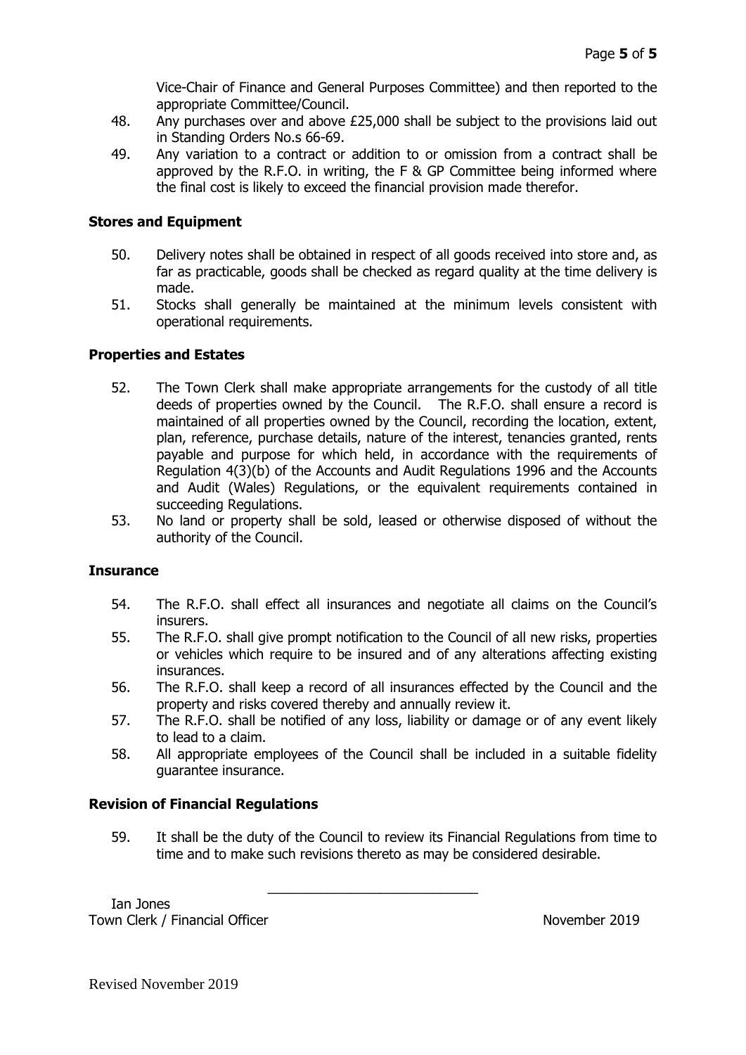Vice-Chair of Finance and General Purposes Committee) and then reported to the appropriate Committee/Council.

48. Any purchases over and above £25,000 shall be subject to the provisions laid out in Standing Orders No.s 66-69.
49. Any variation to a contract or addition to or omission from a contract shall be approved by the R.F.O. in writing, the F & GP Committee being informed where the final cost is likely to exceed the financial provision made therefor.

**Stores and Equipment**

50. Delivery notes shall be obtained in respect of all goods received into store and, as far as practicable, goods shall be checked as regard quality at the time delivery is made.
51. Stocks shall generally be maintained at the minimum levels consistent with operational requirements.

**Properties and Estates**

52. The Town Clerk shall make appropriate arrangements for the custody of all title deeds of properties owned by the Council. The R.F.O. shall ensure a record is maintained of all properties owned by the Council, recording the location, extent, plan, reference, purchase details, nature of the interest, tenancies granted, rents payable and purpose for which held, in accordance with the requirements of Regulation 4(3)(b) of the Accounts and Audit Regulations 1996 and the Accounts and Audit (Wales) Regulations, or the equivalent requirements contained in succeeding Regulations.
53. No land or property shall be sold, leased or otherwise disposed of without the authority of the Council.

**Insurance**

54. The R.F.O. shall effect all insurances and negotiate all claims on the Council's insurers.
55. The R.F.O. shall give prompt notification to the Council of all new risks, properties or vehicles which require to be insured and of any alterations affecting existing insurances.
56. The R.F.O. shall keep a record of all insurances effected by the Council and the property and risks covered thereby and annually review it.
57. The R.F.O. shall be notified of any loss, liability or damage or of any event likely to lead to a claim.
58. All appropriate employees of the Council shall be included in a suitable fidelity guarantee insurance.

**Revision of Financial Regulations**

59. It shall be the duty of the Council to review its Financial Regulations from time to time and to make such revisions thereto as may be considered desirable.

\_\_\_\_\_\_\_\_\_\_\_\_\_\_\_\_\_\_\_\_\_\_\_\_\_\_\_\_

Ian Jones
Town Clerk / Financial Officer November 2019

Revised November 2019